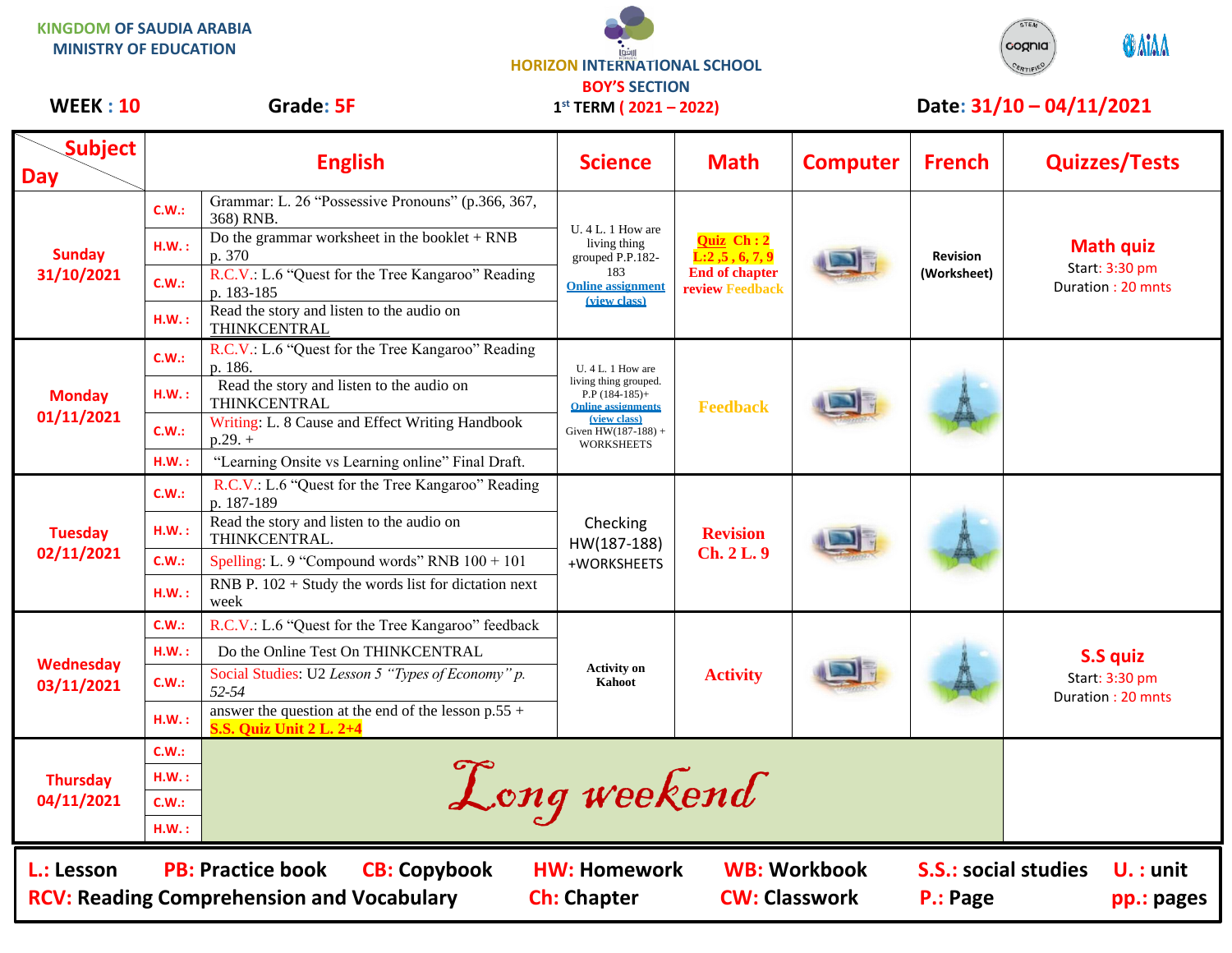KINGDOM OF SAUDIA ARABIA
MINISTRY OF EDUCATION

HORIZON INTERNATIONAL SCHOOL
BOY'S SECTION

**WEEK : 10** **Grade: 5F** **1st TERM ( 2021 – 2022)** **Date: 31/10 – 04/11/2021**

| Day | | English | Science | Math | Computer | French | Quizzes/Tests |
|---|---|---|---|---|---|---|---|
| **Sunday 31/10/2021** | C.W.: | Grammar: L. 26 "Possessive Pronouns" (p.366, 367, 368) RNB. | U. 4 L. 1 How are living thing grouped P.P.182-183 Online assignment (view class) | **Quiz Ch : 2 L:2 ,5 , 6, 7, 9** End of chapter review Feedback | | Revision (Worksheet) | **Math quiz** Start: 3:30 pm Duration : 20 mnts |
| | H.W. : | Do the grammar worksheet in the booklet + RNB p. 370 | | | | | |
| | C.W.: | R.C.V.: L.6 "Quest for the Tree Kangaroo" Reading p. 183-185 | | | | | |
| | H.W. : | Read the story and listen to the audio on THINKCENTRAL | | | | | |
| **Monday 01/11/2021** | C.W.: | R.C.V.: L.6 "Quest for the Tree Kangaroo" Reading p. 186. | U. 4 L. 1 How are living thing grouped. P.P (184-185)+ Online assignments (view class) Given HW(187-188) + WORKSHEETS | Feedback | | | |
| | H.W. : | Read the story and listen to the audio on THINKCENTRAL | | | | | |
| | C.W.: | Writing: L. 8 Cause and Effect Writing Handbook p.29. + | | | | | |
| | H.W. : | "Learning Onsite vs Learning online" Final Draft. | | | | | |
| **Tuesday 02/11/2021** | C.W.: | R.C.V.: L.6 "Quest for the Tree Kangaroo" Reading p. 187-189 | Checking HW(187-188) +WORKSHEETS | Revision Ch. 2 L. 9 | | | |
| | H.W. : | Read the story and listen to the audio on THINKCENTRAL. | | | | | |
| | C.W.: | Spelling: L. 9 "Compound words" RNB 100 + 101 | | | | | |
| | H.W. : | RNB P. 102 + Study the words list for dictation next week | | | | | |
| **Wednesday 03/11/2021** | C.W.: | R.C.V.: L.6 "Quest for the Tree Kangaroo" feedback | Activity on Kahoot | Activity | | | **S.S quiz** Start: 3:30 pm Duration : 20 mnts |
| | H.W. : | Do the Online Test On THINKCENTRAL | | | | | |
| | C.W.: | Social Studies: U2 *Lesson 5 "Types of Economy" p. 52-54* | | | | | |
| | H.W. : | answer the question at the end of the lesson p.55 + **S.S. Quiz Unit 2 L. 2+4** | | | | | |
| **Thursday 04/11/2021** | C.W.: | *Long weekend* | | | | | |
| | H.W. : | | | | | | |
| | C.W.: | | | | | | |
| | H.W. : | | | | | | |

**L.:** Lesson **PB:** Practice book **CB:** Copybook **HW:** Homework **WB:** Workbook **S.S.:** social studies **U. :** unit
**RCV:** Reading Comprehension and Vocabulary **Ch:** Chapter **CW:** Classwork **P.:** Page **pp.:** pages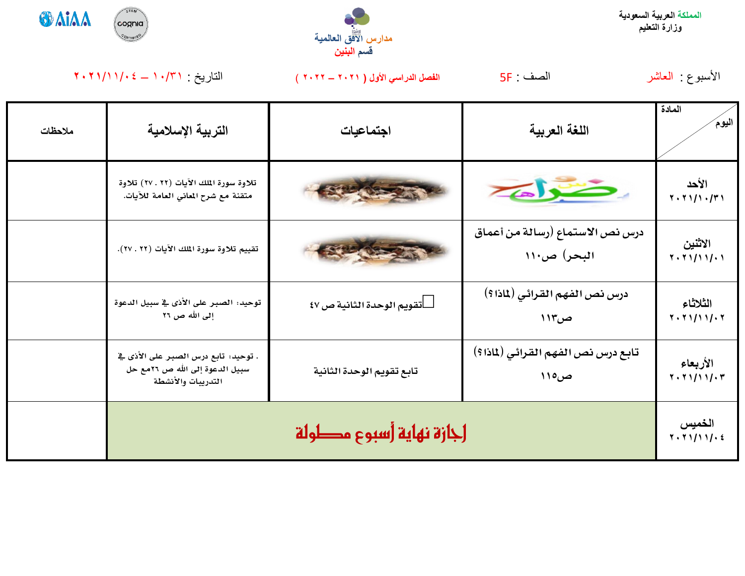المملكة العربية السعودية
وزارة التعليم

مدارس الأفق العالمية
قسم البنين

الأسبوع : العاشر　　الصف : 5F　　الفصل الدراسي الأول ( ٢٠٢١ – ٢٠٢٢ )　　التاريخ : ١٠/٣١ – ٢٠٢١/١١/٠٤

| اليوم / المادة | اللغة العربية | اجتماعيات | التربية الإسلامية | ملاحظات |
|---|---|---|---|---|
| الأحد ٢٠٢١/١٠/٣١ | | | تلاوة سورة الملك الآيات (٢٢ . ٢٧) تلاوة متقنة مع شرح المعاني العامة للآيات. | |
| الاثنين ٢٠٢١/١١/٠١ | درس نص الاستماع (رسالة من أعماق البحر) ص١١٠ | | تقييم تلاوة سورة الملك الآيات (٢٢ . ٢٧). | |
| الثلاثاء ٢٠٢١/١١/٠٢ | درس نص الفهم القرائي (لماذا؟) ص١١٣ | تقويم الوحدة الثانية ص ٤٧ | توحيد: الصبر على الأذى في سبيل الدعوة إلى الله ص ٢٦ | |
| الأربعاء ٢٠٢١/١١/٠٣ | تابع درس نص الفهم القرائي (لماذا؟) ص١١٥ | تابع تقويم الوحدة الثانية | . توحيد: تابع درس الصبر على الأذى في سبيل الدعوة إلى الله ص ٢٦مع حل التدريبات والأنشطة | |
| الخميس ٢٠٢١/١١/٠٤ | إجازة نهاية أسبوع مطولة | | | |